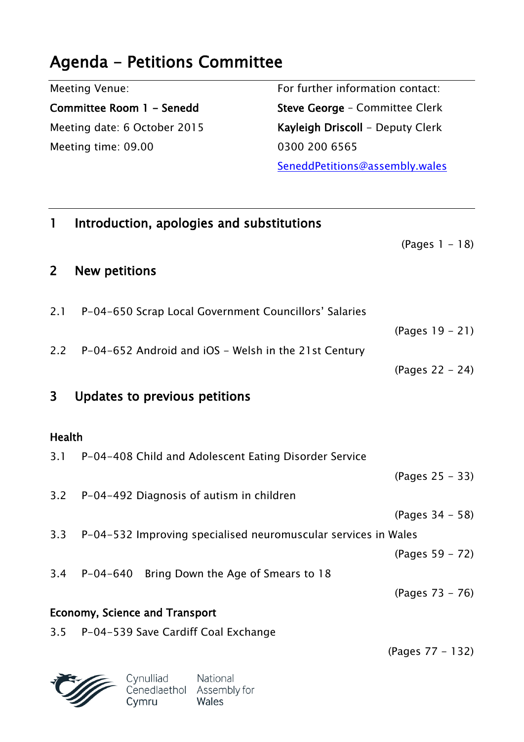# Agenda - Petitions Committee

| Meeting Venue: | For further information contact: |
|---|---|
| **Committee Room 1 - Senedd** | **Steve George** - Committee Clerk |
| Meeting date: 6 October 2015 | **Kayleigh Driscoll** - Deputy Clerk |
| Meeting time: 09.00 | 0300 200 6565 |
| | SeneddPetitions@assembly.wales |

## 1 Introduction, apologies and substitutions

(Pages 1 - 18)

## 2 New petitions

2.1 P-04-650 Scrap Local Government Councillors' Salaries

(Pages 19 - 21)

2.2 P-04-652 Android and iOS - Welsh in the 21st Century

(Pages 22 - 24)

## 3 Updates to previous petitions

### Health

3.1 P-04-408 Child and Adolescent Eating Disorder Service

(Pages 25 - 33)

3.2 P-04-492 Diagnosis of autism in children

(Pages 34 - 58)

3.3 P-04-532 Improving specialised neuromuscular services in Wales

(Pages 59 - 72)

3.4 P-04-640 Bring Down the Age of Smears to 18

(Pages 73 - 76)

### Economy, Science and Transport

3.5 P-04-539 Save Cardiff Coal Exchange

(Pages 77 - 132)

Cynulliad Cenedlaethol Cymru
National Assembly for Wales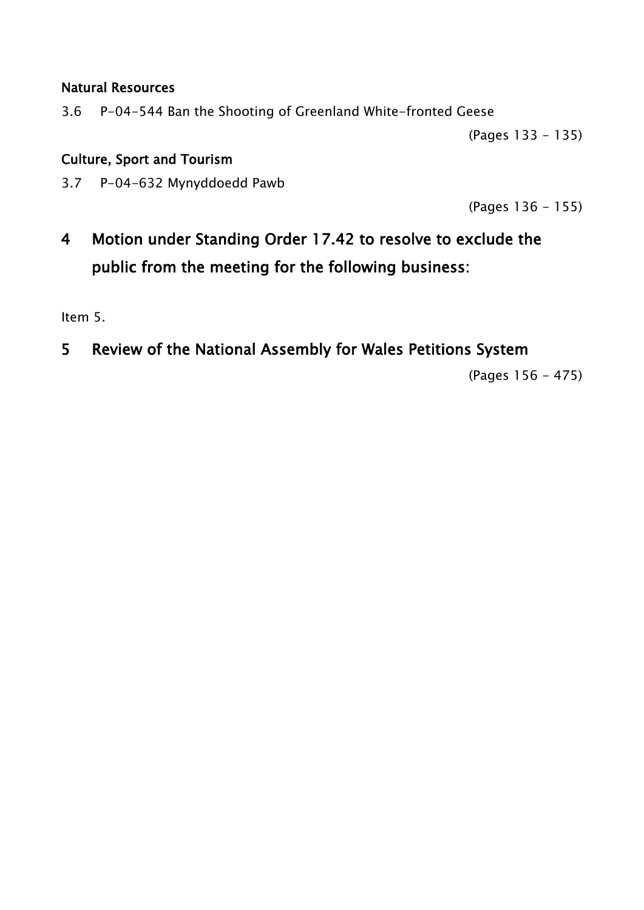### Natural Resources

3.6 P-04-544 Ban the Shooting of Greenland White-fronted Geese

(Pages 133 - 135)

### Culture, Sport and Tourism

3.7 P-04-632 Mynyddoedd Pawb

(Pages 136 - 155)

## 4 Motion under Standing Order 17.42 to resolve to exclude the public from the meeting for the following business:

Item 5.

## 5 Review of the National Assembly for Wales Petitions System

(Pages 156 - 475)